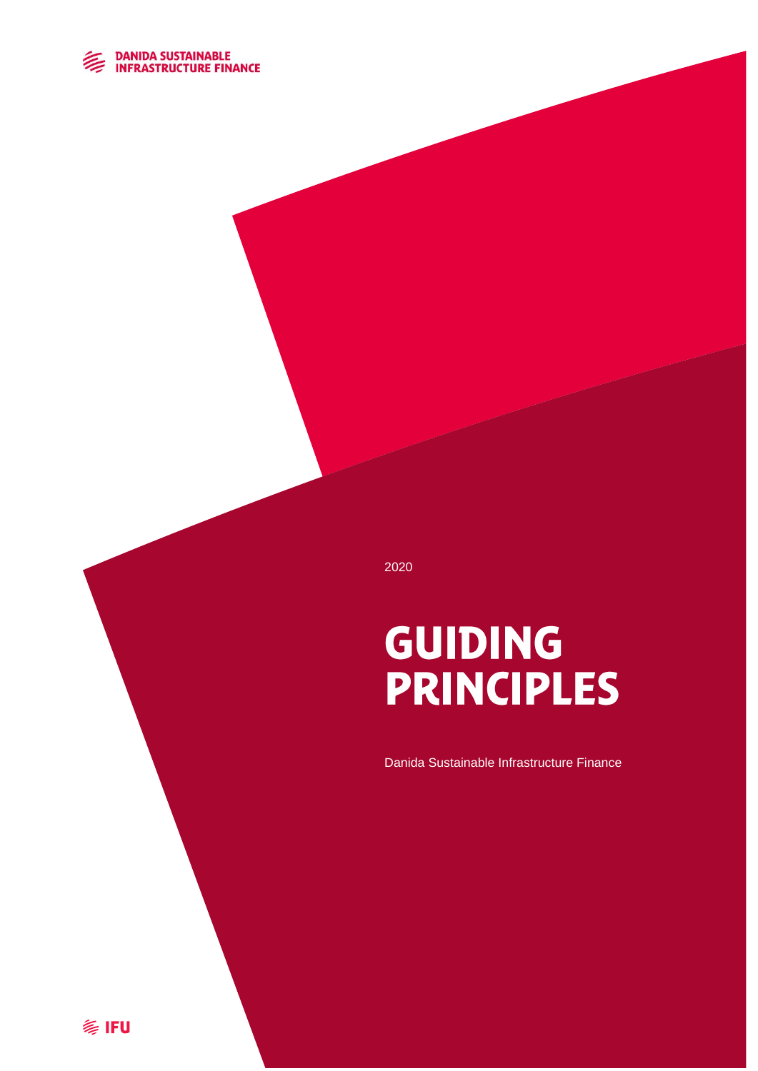DANIDA SUSTAINABLE INFRASTRUCTURE FINANCE

2020

# GUIDING PRINCIPLES

Danida Sustainable Infrastructure Finance

IFU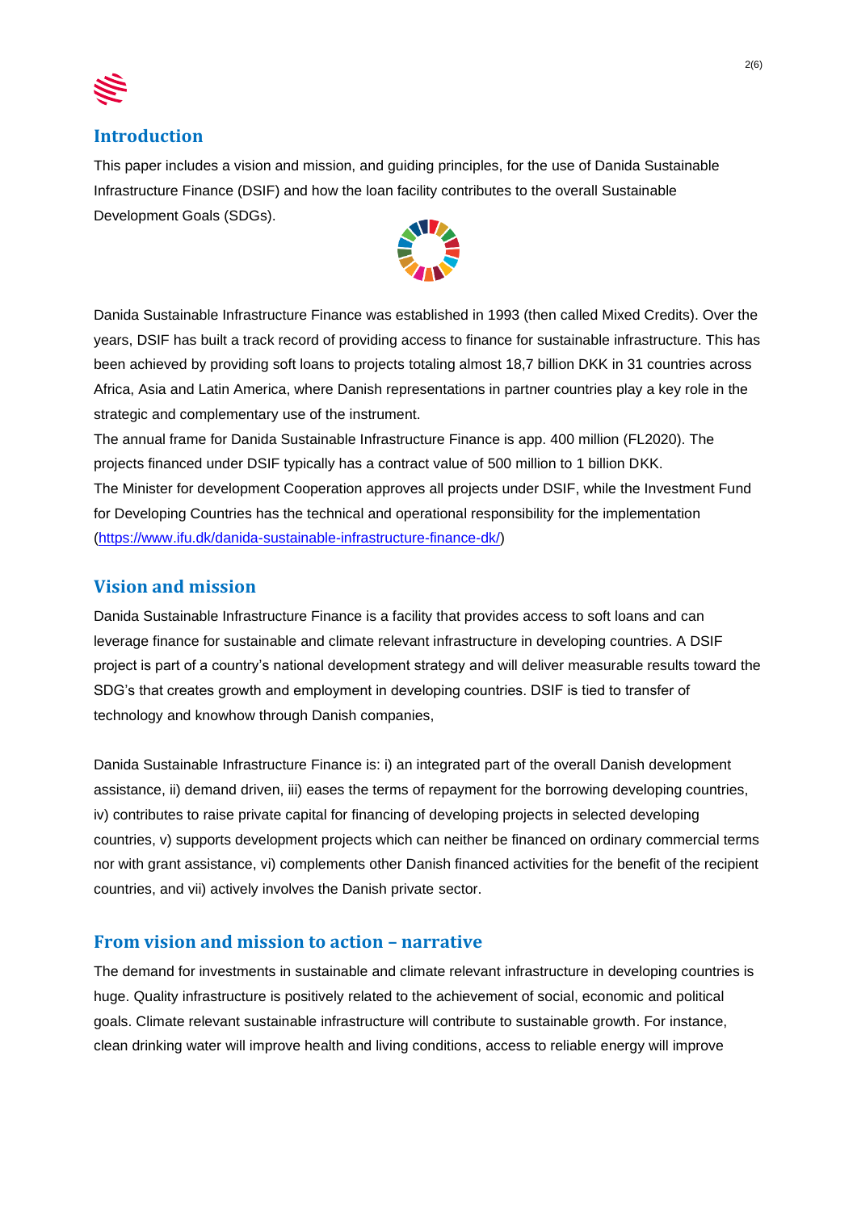## Introduction

This paper includes a vision and mission, and guiding principles, for the use of Danida Sustainable Infrastructure Finance (DSIF) and how the loan facility contributes to the overall Sustainable Development Goals (SDGs).

Danida Sustainable Infrastructure Finance was established in 1993 (then called Mixed Credits). Over the years, DSIF has built a track record of providing access to finance for sustainable infrastructure. This has been achieved by providing soft loans to projects totaling almost 18,7 billion DKK in 31 countries across Africa, Asia and Latin America, where Danish representations in partner countries play a key role in the strategic and complementary use of the instrument.

The annual frame for Danida Sustainable Infrastructure Finance is app. 400 million (FL2020). The projects financed under DSIF typically has a contract value of 500 million to 1 billion DKK.

The Minister for development Cooperation approves all projects under DSIF, while the Investment Fund for Developing Countries has the technical and operational responsibility for the implementation (https://www.ifu.dk/danida-sustainable-infrastructure-finance-dk/)

## Vision and mission

Danida Sustainable Infrastructure Finance is a facility that provides access to soft loans and can leverage finance for sustainable and climate relevant infrastructure in developing countries. A DSIF project is part of a country's national development strategy and will deliver measurable results toward the SDG's that creates growth and employment in developing countries. DSIF is tied to transfer of technology and knowhow through Danish companies,

Danida Sustainable Infrastructure Finance is: i) an integrated part of the overall Danish development assistance, ii) demand driven, iii) eases the terms of repayment for the borrowing developing countries, iv) contributes to raise private capital for financing of developing projects in selected developing countries, v) supports development projects which can neither be financed on ordinary commercial terms nor with grant assistance, vi) complements other Danish financed activities for the benefit of the recipient countries, and vii) actively involves the Danish private sector.

## From vision and mission to action – narrative

The demand for investments in sustainable and climate relevant infrastructure in developing countries is huge. Quality infrastructure is positively related to the achievement of social, economic and political goals. Climate relevant sustainable infrastructure will contribute to sustainable growth. For instance, clean drinking water will improve health and living conditions, access to reliable energy will improve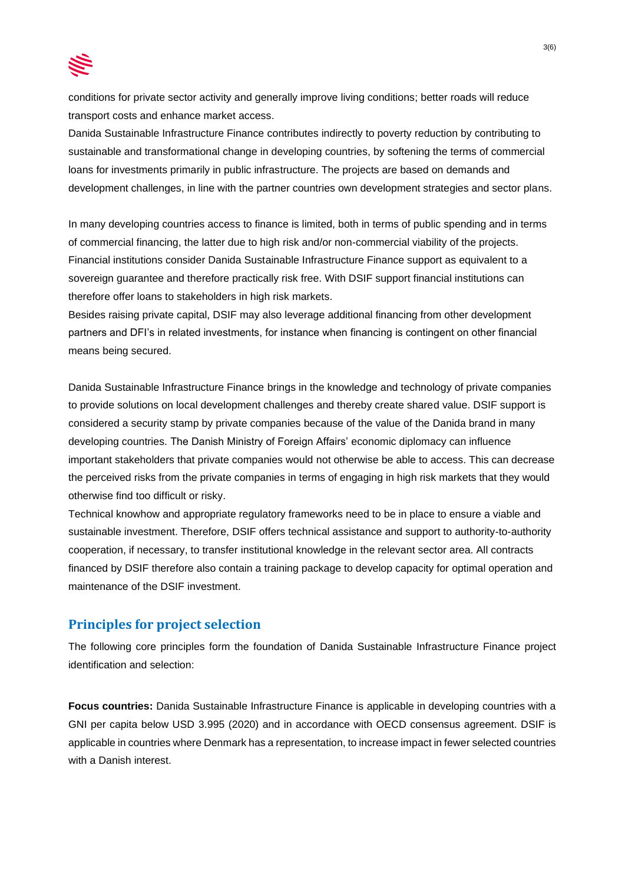conditions for private sector activity and generally improve living conditions; better roads will reduce transport costs and enhance market access.

Danida Sustainable Infrastructure Finance contributes indirectly to poverty reduction by contributing to sustainable and transformational change in developing countries, by softening the terms of commercial loans for investments primarily in public infrastructure. The projects are based on demands and development challenges, in line with the partner countries own development strategies and sector plans.

In many developing countries access to finance is limited, both in terms of public spending and in terms of commercial financing, the latter due to high risk and/or non-commercial viability of the projects. Financial institutions consider Danida Sustainable Infrastructure Finance support as equivalent to a sovereign guarantee and therefore practically risk free. With DSIF support financial institutions can therefore offer loans to stakeholders in high risk markets.

Besides raising private capital, DSIF may also leverage additional financing from other development partners and DFI's in related investments, for instance when financing is contingent on other financial means being secured.

Danida Sustainable Infrastructure Finance brings in the knowledge and technology of private companies to provide solutions on local development challenges and thereby create shared value. DSIF support is considered a security stamp by private companies because of the value of the Danida brand in many developing countries. The Danish Ministry of Foreign Affairs' economic diplomacy can influence important stakeholders that private companies would not otherwise be able to access. This can decrease the perceived risks from the private companies in terms of engaging in high risk markets that they would otherwise find too difficult or risky.

Technical knowhow and appropriate regulatory frameworks need to be in place to ensure a viable and sustainable investment. Therefore, DSIF offers technical assistance and support to authority-to-authority cooperation, if necessary, to transfer institutional knowledge in the relevant sector area. All contracts financed by DSIF therefore also contain a training package to develop capacity for optimal operation and maintenance of the DSIF investment.

## Principles for project selection

The following core principles form the foundation of Danida Sustainable Infrastructure Finance project identification and selection:

**Focus countries:** Danida Sustainable Infrastructure Finance is applicable in developing countries with a GNI per capita below USD 3.995 (2020) and in accordance with OECD consensus agreement. DSIF is applicable in countries where Denmark has a representation, to increase impact in fewer selected countries with a Danish interest.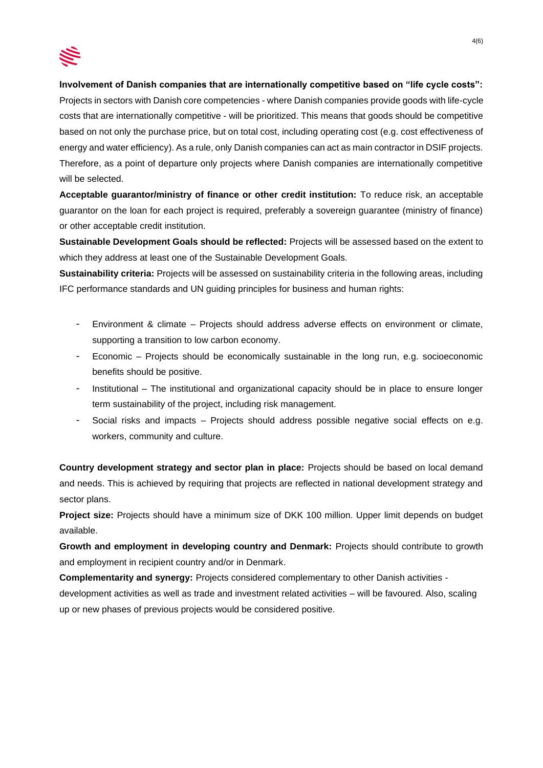**Involvement of Danish companies that are internationally competitive based on "life cycle costs":** Projects in sectors with Danish core competencies - where Danish companies provide goods with life-cycle costs that are internationally competitive - will be prioritized. This means that goods should be competitive based on not only the purchase price, but on total cost, including operating cost (e.g. cost effectiveness of energy and water efficiency). As a rule, only Danish companies can act as main contractor in DSIF projects. Therefore, as a point of departure only projects where Danish companies are internationally competitive will be selected.

**Acceptable guarantor/ministry of finance or other credit institution:** To reduce risk, an acceptable guarantor on the loan for each project is required, preferably a sovereign guarantee (ministry of finance) or other acceptable credit institution.

**Sustainable Development Goals should be reflected:** Projects will be assessed based on the extent to which they address at least one of the Sustainable Development Goals.

**Sustainability criteria:** Projects will be assessed on sustainability criteria in the following areas, including IFC performance standards and UN guiding principles for business and human rights:

- Environment & climate – Projects should address adverse effects on environment or climate, supporting a transition to low carbon economy.
- Economic – Projects should be economically sustainable in the long run, e.g. socioeconomic benefits should be positive.
- Institutional – The institutional and organizational capacity should be in place to ensure longer term sustainability of the project, including risk management.
- Social risks and impacts – Projects should address possible negative social effects on e.g. workers, community and culture.

**Country development strategy and sector plan in place:** Projects should be based on local demand and needs. This is achieved by requiring that projects are reflected in national development strategy and sector plans.

**Project size:** Projects should have a minimum size of DKK 100 million. Upper limit depends on budget available.

**Growth and employment in developing country and Denmark:** Projects should contribute to growth and employment in recipient country and/or in Denmark.

**Complementarity and synergy:** Projects considered complementary to other Danish activities - development activities as well as trade and investment related activities – will be favoured. Also, scaling up or new phases of previous projects would be considered positive.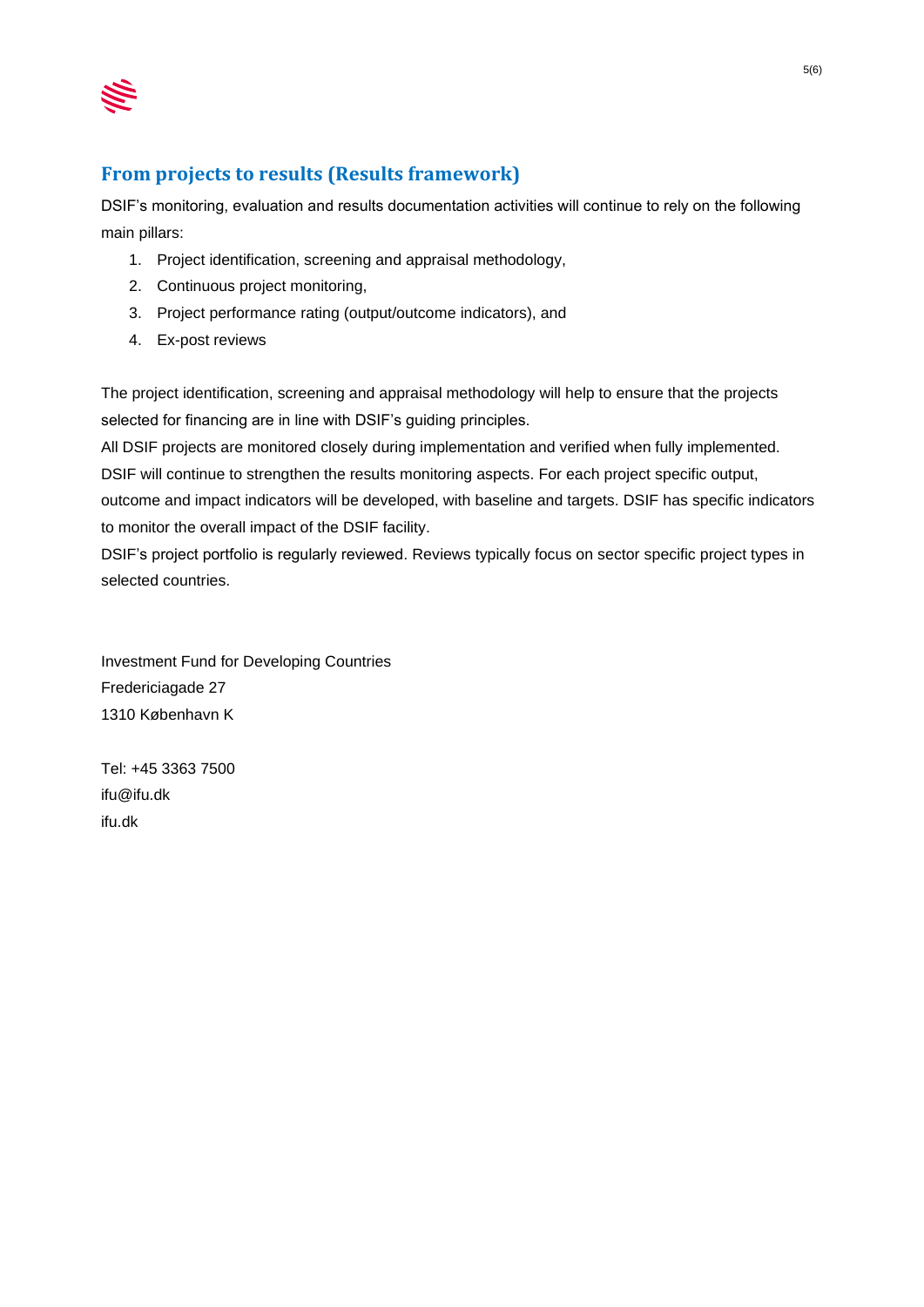## From projects to results (Results framework)

DSIF's monitoring, evaluation and results documentation activities will continue to rely on the following main pillars:

1. Project identification, screening and appraisal methodology,
2. Continuous project monitoring,
3. Project performance rating (output/outcome indicators), and
4. Ex-post reviews

The project identification, screening and appraisal methodology will help to ensure that the projects selected for financing are in line with DSIF's guiding principles.

All DSIF projects are monitored closely during implementation and verified when fully implemented. DSIF will continue to strengthen the results monitoring aspects. For each project specific output, outcome and impact indicators will be developed, with baseline and targets. DSIF has specific indicators to monitor the overall impact of the DSIF facility.

DSIF's project portfolio is regularly reviewed. Reviews typically focus on sector specific project types in selected countries.

Investment Fund for Developing Countries
Fredericiagade 27
1310 København K

Tel: +45 3363 7500
ifu@ifu.dk
ifu.dk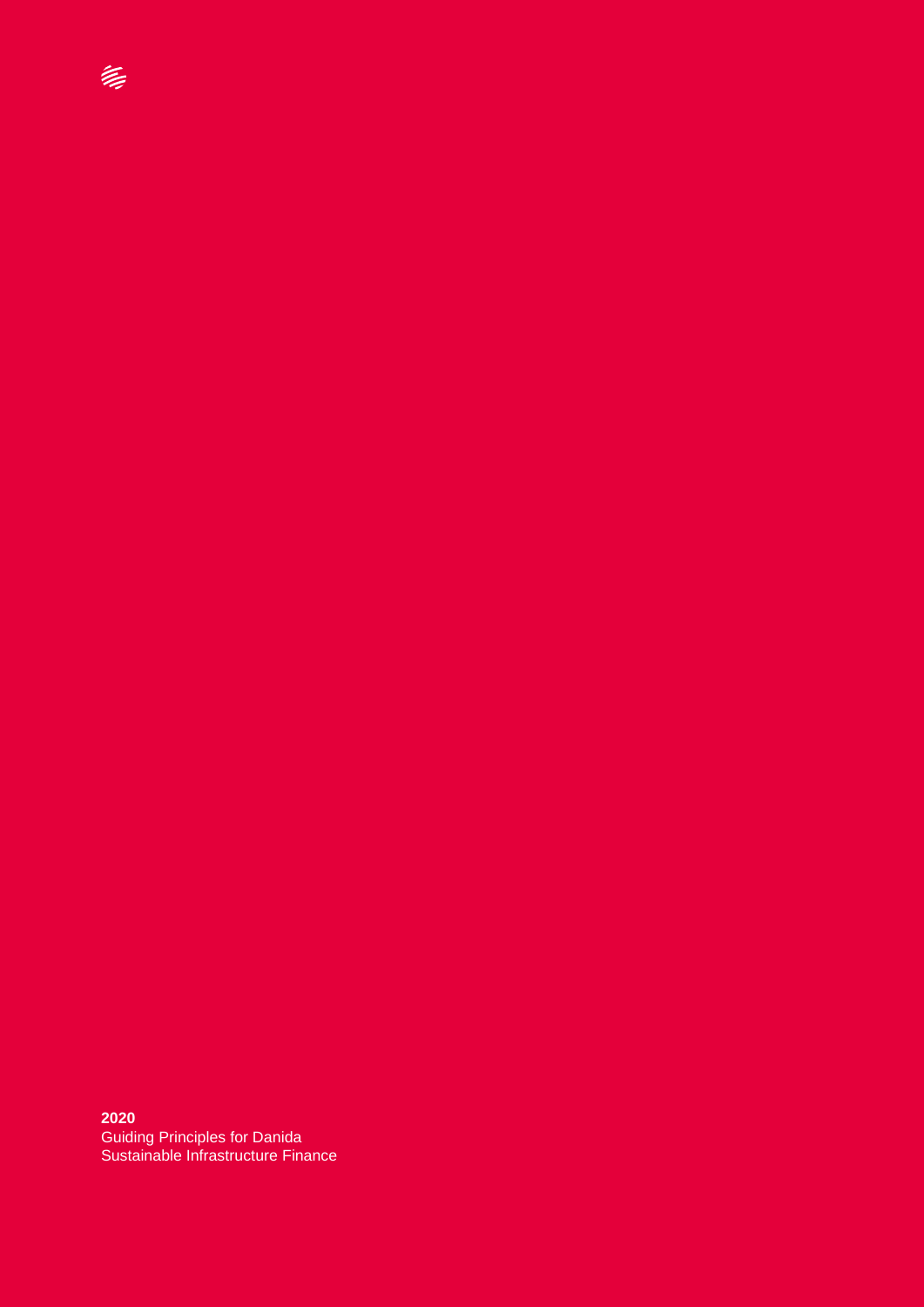**2020**
Guiding Principles for Danida
Sustainable Infrastructure Finance